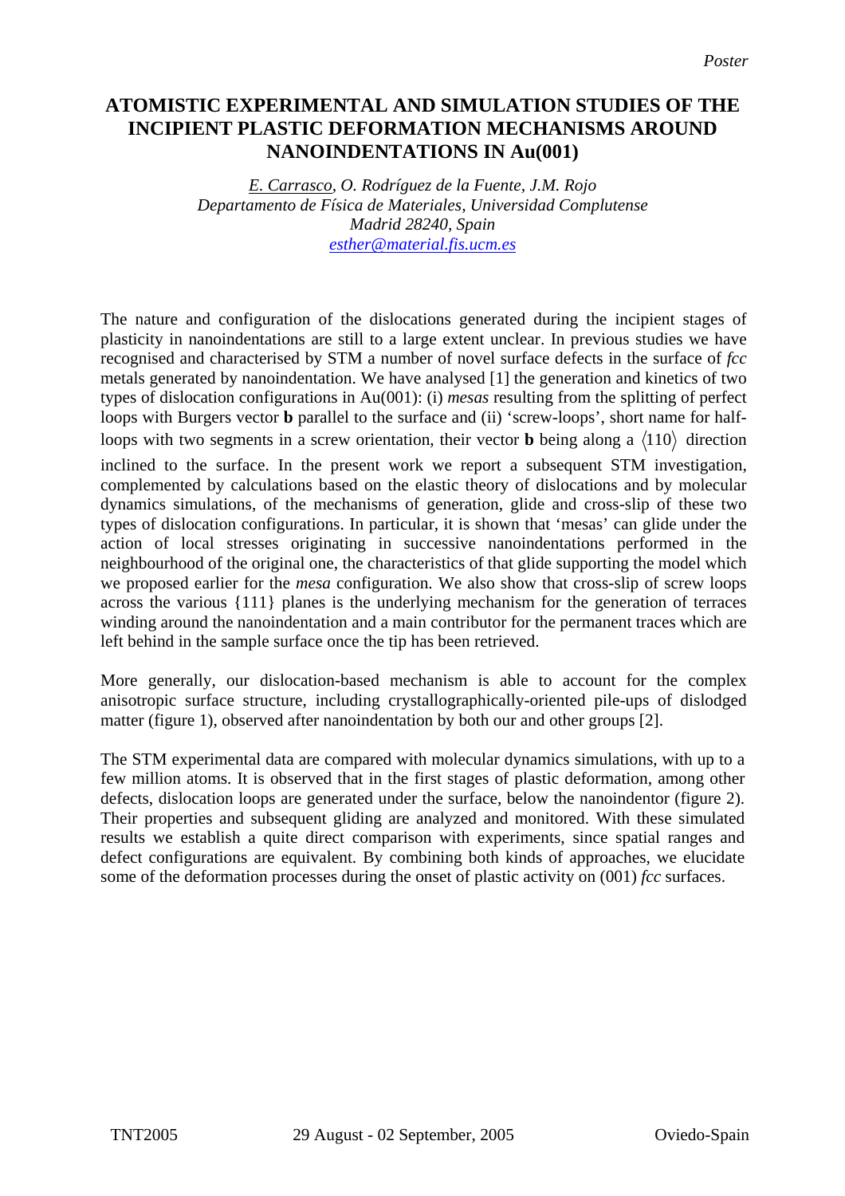*Poster*

# ATOMISTIC EXPERIMENTAL AND SIMULATION STUDIES OF THE INCIPIENT PLASTIC DEFORMATION MECHANISMS AROUND NANOINDENTATIONS IN Au(001)

*E. Carrasco, O. Rodríguez de la Fuente, J.M. Rojo*
*Departamento de Física de Materiales, Universidad Complutense*
*Madrid 28240, Spain*
*esther@material.fis.ucm.es*

The nature and configuration of the dislocations generated during the incipient stages of plasticity in nanoindentations are still to a large extent unclear. In previous studies we have recognised and characterised by STM a number of novel surface defects in the surface of *fcc* metals generated by nanoindentation. We have analysed [1] the generation and kinetics of two types of dislocation configurations in Au(001): (i) *mesas* resulting from the splitting of perfect loops with Burgers vector **b** parallel to the surface and (ii) 'screw-loops', short name for half-loops with two segments in a screw orientation, their vector **b** being along a $\langle 110 \rangle$ direction inclined to the surface. In the present work we report a subsequent STM investigation, complemented by calculations based on the elastic theory of dislocations and by molecular dynamics simulations, of the mechanisms of generation, glide and cross-slip of these two types of dislocation configurations. In particular, it is shown that 'mesas' can glide under the action of local stresses originating in successive nanoindentations performed in the neighbourhood of the original one, the characteristics of that glide supporting the model which we proposed earlier for the *mesa* configuration. We also show that cross-slip of screw loops across the various {111} planes is the underlying mechanism for the generation of terraces winding around the nanoindentation and a main contributor for the permanent traces which are left behind in the sample surface once the tip has been retrieved.

More generally, our dislocation-based mechanism is able to account for the complex anisotropic surface structure, including crystallographically-oriented pile-ups of dislodged matter (figure 1), observed after nanoindentation by both our and other groups [2].

The STM experimental data are compared with molecular dynamics simulations, with up to a few million atoms. It is observed that in the first stages of plastic deformation, among other defects, dislocation loops are generated under the surface, below the nanoindentor (figure 2). Their properties and subsequent gliding are analyzed and monitored. With these simulated results we establish a quite direct comparison with experiments, since spatial ranges and defect configurations are equivalent. By combining both kinds of approaches, we elucidate some of the deformation processes during the onset of plastic activity on (001) *fcc* surfaces.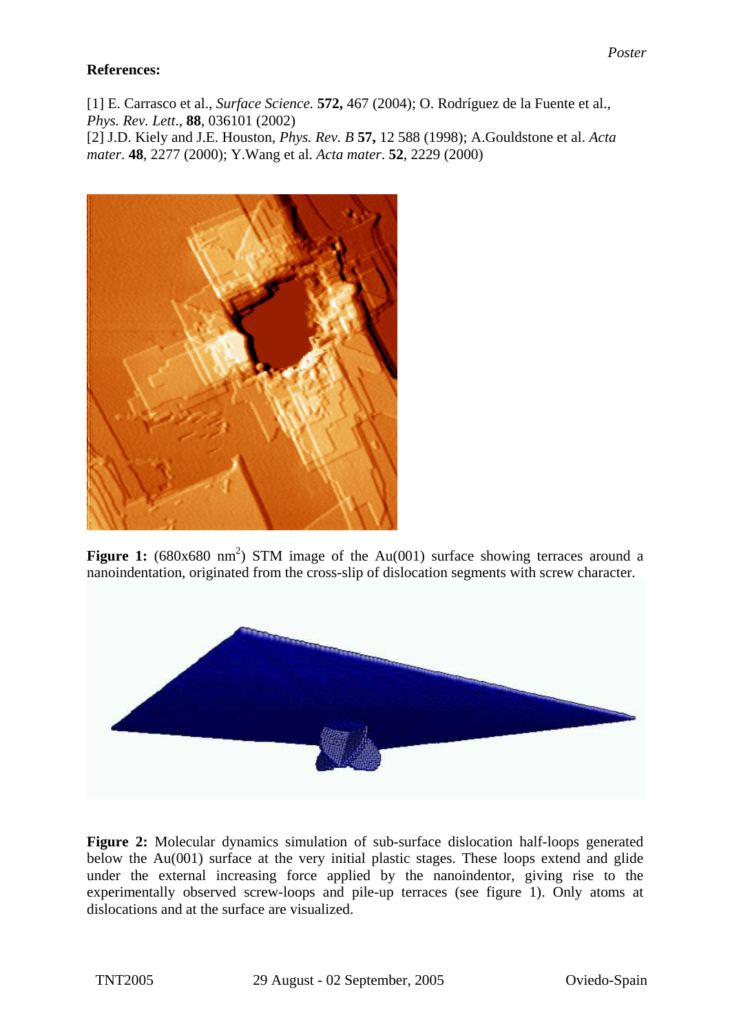**References:**

[1] E. Carrasco et al., *Surface Science.* **572,** 467 (2004); O. Rodríguez de la Fuente et al., *Phys. Rev. Lett*., **88**, 036101 (2002)
[2] J.D. Kiely and J.E. Houston, *Phys. Rev. B* **57,** 12 588 (1998); A.Gouldstone et al. *Acta mater*. **48**, 2277 (2000); Y.Wang et al. *Acta mater*. **52**, 2229 (2000)

**Figure 1:** (680x680 $nm^2$) STM image of the Au(001) surface showing terraces around a nanoindentation, originated from the cross-slip of dislocation segments with screw character.

**Figure 2:** Molecular dynamics simulation of sub-surface dislocation half-loops generated below the Au(001) surface at the very initial plastic stages. These loops extend and glide under the external increasing force applied by the nanoindentor, giving rise to the experimentally observed screw-loops and pile-up terraces (see figure 1). Only atoms at dislocations and at the surface are visualized.